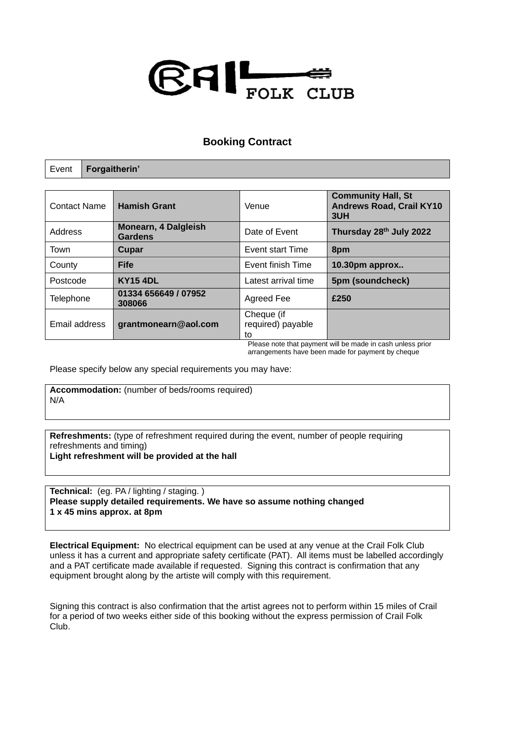CRAIL FOLK CLUB

## Booking Contract

| Event | **Forgaitherin'** |
|---|---|

| Contact Name | **Hamish Grant** | Venue | **Community Hall, St Andrews Road, Crail KY10 3UH** |
|---|---|---|---|
| Address | **Monearn, 4 Dalgleish Gardens** | Date of Event | **Thursday 28th July 2022** |
| Town | **Cupar** | Event start Time | **8pm** |
| County | **Fife** | Event finish Time | **10.30pm approx..** |
| Postcode | **KY15 4DL** | Latest arrival time | **5pm (soundcheck)** |
| Telephone | **01334 656649 / 07952 308066** | Agreed Fee | **£250** |
| Email address | **grantmonearn@aol.com** | Cheque (if required) payable to | |

Please note that payment will be made in cash unless prior arrangements have been made for payment by cheque

Please specify below any special requirements you may have:

**Accommodation:** (number of beds/rooms required)
N/A

**Refreshments:** (type of refreshment required during the event, number of people requiring refreshments and timing)
**Light refreshment will be provided at the hall**

**Technical:** (eg. PA / lighting / staging. )
**Please supply detailed requirements. We have so assume nothing changed**
**1 x 45 mins approx. at 8pm**

**Electrical Equipment:** No electrical equipment can be used at any venue at the Crail Folk Club unless it has a current and appropriate safety certificate (PAT). All items must be labelled accordingly and a PAT certificate made available if requested. Signing this contract is confirmation that any equipment brought along by the artiste will comply with this requirement.

Signing this contract is also confirmation that the artist agrees not to perform within 15 miles of Crail for a period of two weeks either side of this booking without the express permission of Crail Folk Club.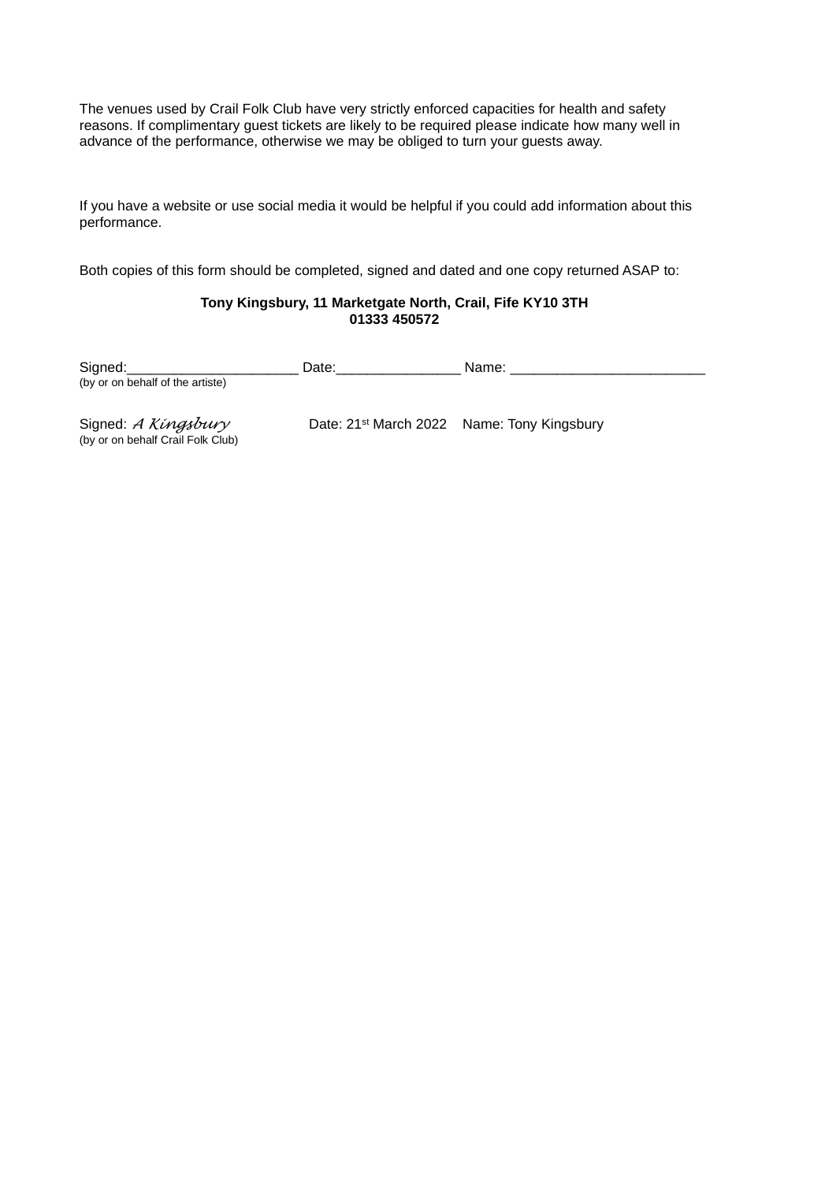The venues used by Crail Folk Club have very strictly enforced capacities for health and safety reasons. If complimentary guest tickets are likely to be required please indicate how many well in advance of the performance, otherwise we may be obliged to turn your guests away.

If you have a website or use social media it would be helpful if you could add information about this performance.

Both copies of this form should be completed, signed and dated and one copy returned ASAP to:

**Tony Kingsbury, 11 Marketgate North, Crail, Fife KY10 3TH**
**01333 450572**

Signed:______________________ Date:________________ Name: _________________________
(by or on behalf of the artiste)

Signed: *A Kingsbury* Date: 21st March 2022 Name: Tony Kingsbury
(by or on behalf Crail Folk Club)